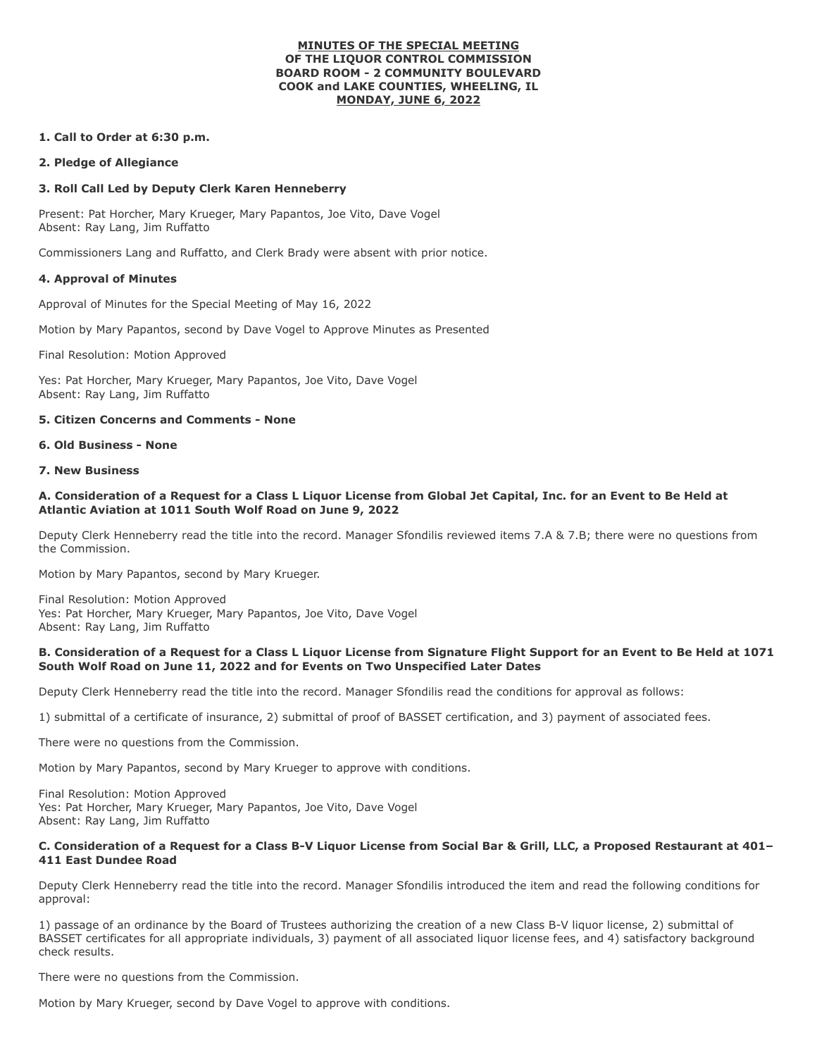**MINUTES OF THE SPECIAL MEETING**
**OF THE LIQUOR CONTROL COMMISSION**
**BOARD ROOM - 2 COMMUNITY BOULEVARD**
**COOK and LAKE COUNTIES, WHEELING, IL**
**MONDAY, JUNE 6, 2022**

**1. Call to Order at 6:30 p.m.**

**2. Pledge of Allegiance**

**3. Roll Call Led by Deputy Clerk Karen Henneberry**

Present: Pat Horcher, Mary Krueger, Mary Papantos, Joe Vito, Dave Vogel
Absent: Ray Lang, Jim Ruffatto

Commissioners Lang and Ruffatto, and Clerk Brady were absent with prior notice.

**4. Approval of Minutes**

Approval of Minutes for the Special Meeting of May 16, 2022

Motion by Mary Papantos, second by Dave Vogel to Approve Minutes as Presented

Final Resolution: Motion Approved

Yes: Pat Horcher, Mary Krueger, Mary Papantos, Joe Vito, Dave Vogel
Absent: Ray Lang, Jim Ruffatto

**5. Citizen Concerns and Comments - None**

**6. Old Business - None**

**7. New Business**

**A. Consideration of a Request for a Class L Liquor License from Global Jet Capital, Inc. for an Event to Be Held at Atlantic Aviation at 1011 South Wolf Road on June 9, 2022**

Deputy Clerk Henneberry read the title into the record. Manager Sfondilis reviewed items 7.A & 7.B; there were no questions from the Commission.

Motion by Mary Papantos, second by Mary Krueger.

Final Resolution: Motion Approved
Yes: Pat Horcher, Mary Krueger, Mary Papantos, Joe Vito, Dave Vogel
Absent: Ray Lang, Jim Ruffatto

**B. Consideration of a Request for a Class L Liquor License from Signature Flight Support for an Event to Be Held at 1071 South Wolf Road on June 11, 2022 and for Events on Two Unspecified Later Dates**

Deputy Clerk Henneberry read the title into the record. Manager Sfondilis read the conditions for approval as follows:

1) submittal of a certificate of insurance, 2) submittal of proof of BASSET certification, and 3) payment of associated fees.

There were no questions from the Commission.

Motion by Mary Papantos, second by Mary Krueger to approve with conditions.

Final Resolution: Motion Approved
Yes: Pat Horcher, Mary Krueger, Mary Papantos, Joe Vito, Dave Vogel
Absent: Ray Lang, Jim Ruffatto

**C. Consideration of a Request for a Class B-V Liquor License from Social Bar & Grill, LLC, a Proposed Restaurant at 401–411 East Dundee Road**

Deputy Clerk Henneberry read the title into the record. Manager Sfondilis introduced the item and read the following conditions for approval:

1) passage of an ordinance by the Board of Trustees authorizing the creation of a new Class B-V liquor license, 2) submittal of BASSET certificates for all appropriate individuals, 3) payment of all associated liquor license fees, and 4) satisfactory background check results.

There were no questions from the Commission.

Motion by Mary Krueger, second by Dave Vogel to approve with conditions.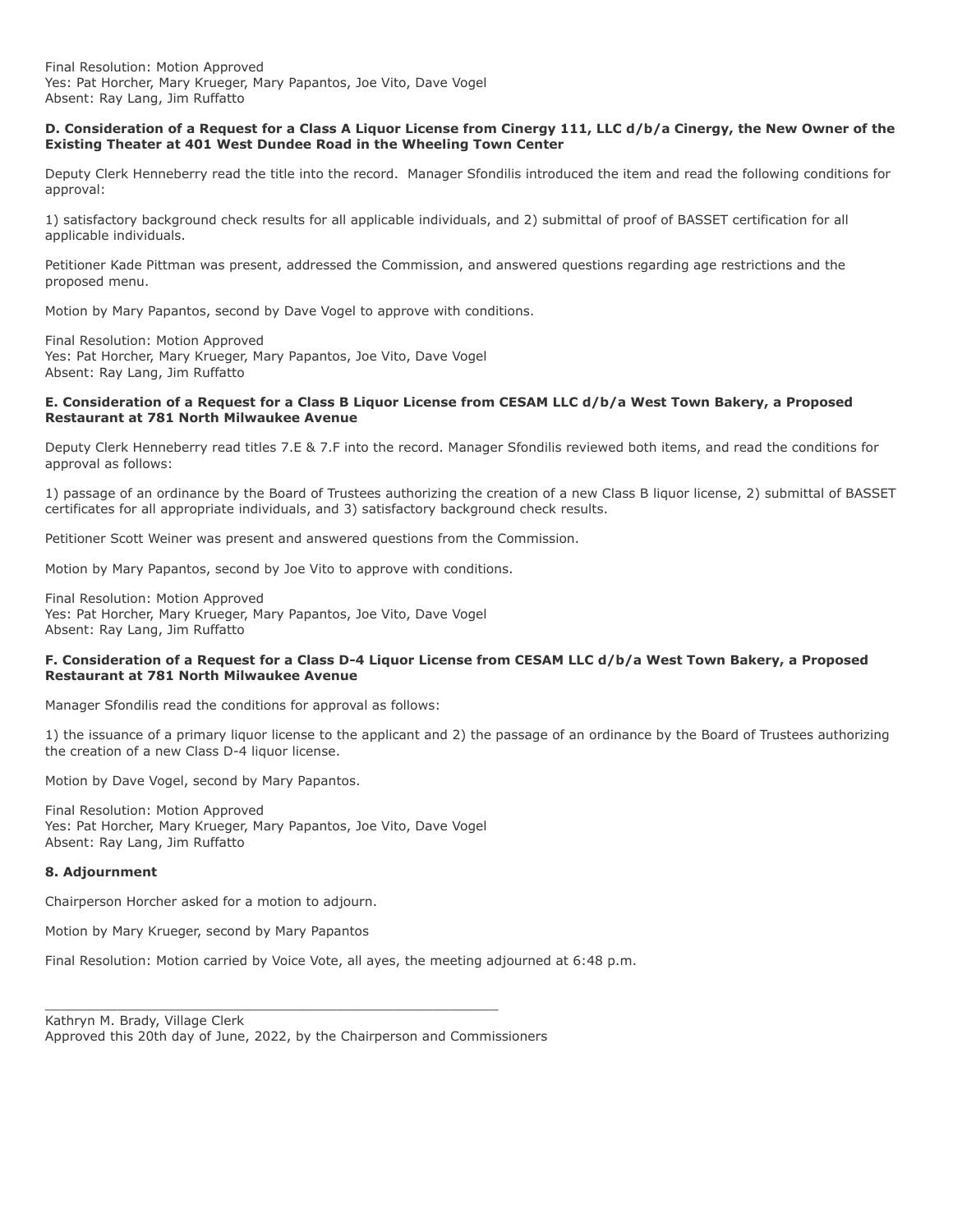Final Resolution: Motion Approved
Yes: Pat Horcher, Mary Krueger, Mary Papantos, Joe Vito, Dave Vogel
Absent: Ray Lang, Jim Ruffatto

**D. Consideration of a Request for a Class A Liquor License from Cinergy 111, LLC d/b/a Cinergy, the New Owner of the Existing Theater at 401 West Dundee Road in the Wheeling Town Center**

Deputy Clerk Henneberry read the title into the record. Manager Sfondilis introduced the item and read the following conditions for approval:

1) satisfactory background check results for all applicable individuals, and 2) submittal of proof of BASSET certification for all applicable individuals.

Petitioner Kade Pittman was present, addressed the Commission, and answered questions regarding age restrictions and the proposed menu.

Motion by Mary Papantos, second by Dave Vogel to approve with conditions.

Final Resolution: Motion Approved
Yes: Pat Horcher, Mary Krueger, Mary Papantos, Joe Vito, Dave Vogel
Absent: Ray Lang, Jim Ruffatto

**E. Consideration of a Request for a Class B Liquor License from CESAM LLC d/b/a West Town Bakery, a Proposed Restaurant at 781 North Milwaukee Avenue**

Deputy Clerk Henneberry read titles 7.E & 7.F into the record. Manager Sfondilis reviewed both items, and read the conditions for approval as follows:

1) passage of an ordinance by the Board of Trustees authorizing the creation of a new Class B liquor license, 2) submittal of BASSET certificates for all appropriate individuals, and 3) satisfactory background check results.

Petitioner Scott Weiner was present and answered questions from the Commission.

Motion by Mary Papantos, second by Joe Vito to approve with conditions.

Final Resolution: Motion Approved
Yes: Pat Horcher, Mary Krueger, Mary Papantos, Joe Vito, Dave Vogel
Absent: Ray Lang, Jim Ruffatto

**F. Consideration of a Request for a Class D-4 Liquor License from CESAM LLC d/b/a West Town Bakery, a Proposed Restaurant at 781 North Milwaukee Avenue**

Manager Sfondilis read the conditions for approval as follows:

1) the issuance of a primary liquor license to the applicant and 2) the passage of an ordinance by the Board of Trustees authorizing the creation of a new Class D-4 liquor license.

Motion by Dave Vogel, second by Mary Papantos.

Final Resolution: Motion Approved
Yes: Pat Horcher, Mary Krueger, Mary Papantos, Joe Vito, Dave Vogel
Absent: Ray Lang, Jim Ruffatto

**8. Adjournment**

Chairperson Horcher asked for a motion to adjourn.

Motion by Mary Krueger, second by Mary Papantos

Final Resolution: Motion carried by Voice Vote, all ayes, the meeting adjourned at 6:48 p.m.

\_\_\_\_\_\_\_\_\_\_\_\_\_\_\_\_\_\_\_\_\_\_\_\_\_\_\_\_\_\_\_\_\_\_\_\_\_\_\_\_\_\_\_\_\_\_\_\_\_\_\_\_\_\_

Kathryn M. Brady, Village Clerk
Approved this 20th day of June, 2022, by the Chairperson and Commissioners